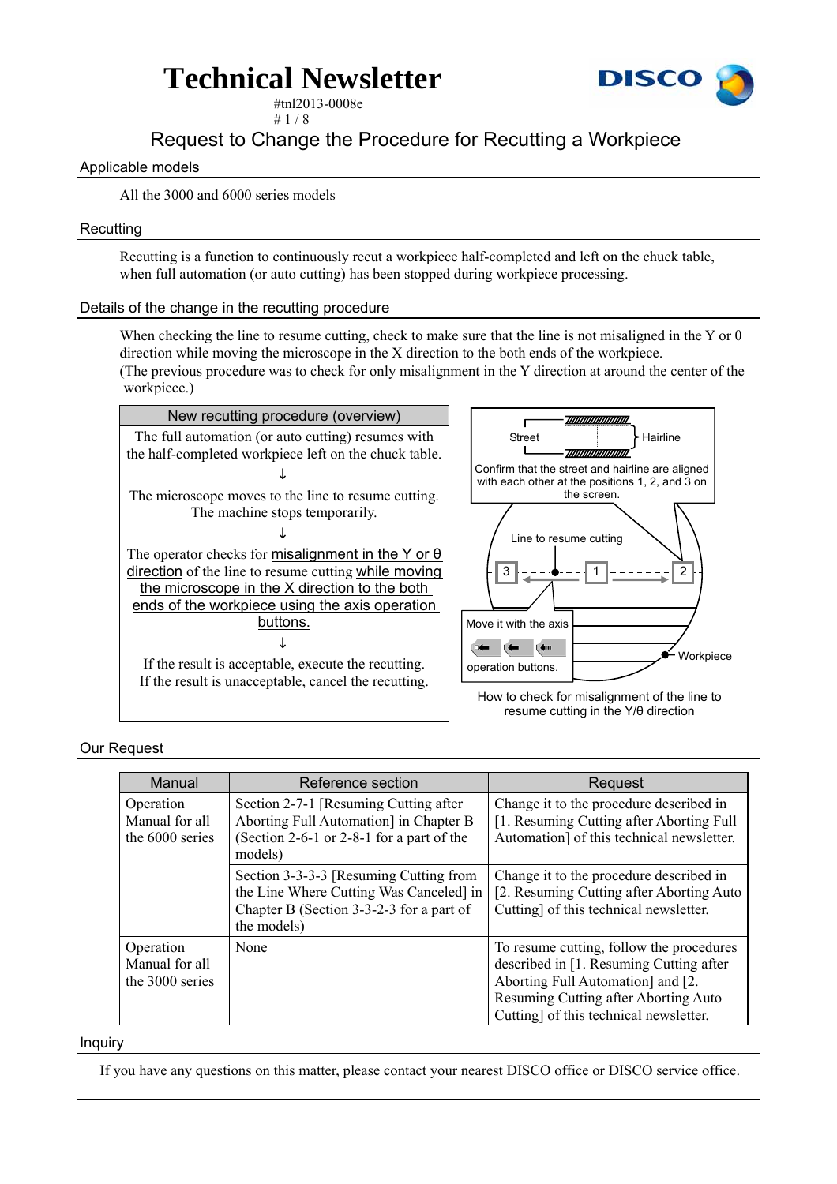# Technical Newsletter

#tnl2013-0008e

## Request to Change the Procedure for Recutting a Workpiece

### Applicable models

All the 3000 and 6000 series models

### Recutting

Recutting is a function to continuously recut a workpiece half-completed and left on the chuck table, when full automation (or auto cutting) has been stopped during workpiece processing.

### Details of the change in the recutting procedure

When checking the line to resume cutting, check to make sure that the line is not misaligned in the Y or θ direction while moving the microscope in the X direction to the both ends of the workpiece.
(The previous procedure was to check for only misalignment in the Y direction at around the center of the workpiece.)

| New recutting procedure (overview) |
|---|
| The full automation (or auto cutting) resumes with the half-completed workpiece left on the chuck table. |
| ↓ |
| The microscope moves to the line to resume cutting. The machine stops temporarily. |
| ↓ |
| The operator checks for <u>misalignment in the Y or θ direction</u> of the line to resume cutting <u>while moving the microscope in the X direction to the both ends of the workpiece using the axis operation buttons.</u> |
| ↓ |
| If the result is acceptable, execute the recutting. If the result is unacceptable, cancel the recutting. |

Street — Hairline

Confirm that the street and hairline are aligned with each other at the positions 1, 2, and 3 on the screen.

Line to resume cutting

3 — 1 — 2

Move it with the axis operation buttons.

Workpiece

How to check for misalignment of the line to resume cutting in the Y/θ direction

### Our Request

| Manual | Reference section | Request |
|---|---|---|
| Operation Manual for all the 6000 series | Section 2-7-1 [Resuming Cutting after Aborting Full Automation] in Chapter B (Section 2-6-1 or 2-8-1 for a part of the models) | Change it to the procedure described in [1. Resuming Cutting after Aborting Full Automation] of this technical newsletter. |
| | Section 3-3-3-3 [Resuming Cutting from the Line Where Cutting Was Canceled] in Chapter B (Section 3-3-2-3 for a part of the models) | Change it to the procedure described in [2. Resuming Cutting after Aborting Auto Cutting] of this technical newsletter. |
| Operation Manual for all the 3000 series | None | To resume cutting, follow the procedures described in [1. Resuming Cutting after Aborting Full Automation] and [2. Resuming Cutting after Aborting Auto Cutting] of this technical newsletter. |

### Inquiry

If you have any questions on this matter, please contact your nearest DISCO office or DISCO service office.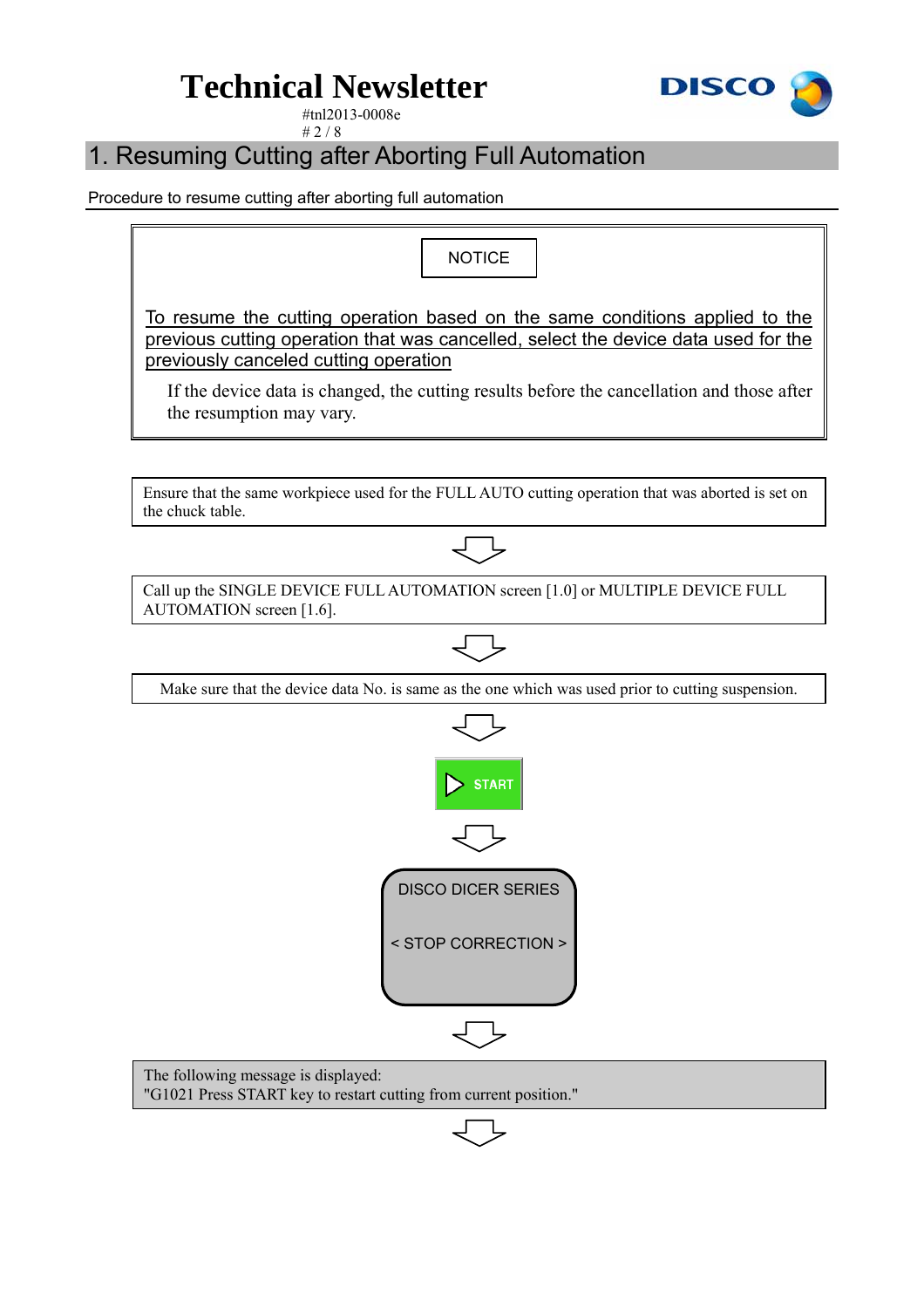## 1. Resuming Cutting after Aborting Full Automation

Procedure to resume cutting after aborting full automation

NOTICE

To resume the cutting operation based on the same conditions applied to the previous cutting operation that was cancelled, select the device data used for the previously canceled cutting operation

If the device data is changed, the cutting results before the cancellation and those after the resumption may vary.

Ensure that the same workpiece used for the FULL AUTO cutting operation that was aborted is set on the chuck table.

⇩

Call up the SINGLE DEVICE FULL AUTOMATION screen [1.0] or MULTIPLE DEVICE FULL AUTOMATION screen [1.6].

⇩

Make sure that the device data No. is same as the one which was used prior to cutting suspension.

⇩

START

⇩

DISCO DICER SERIES

< STOP CORRECTION >

⇩

The following message is displayed:
"G1021 Press START key to restart cutting from current position."

⇩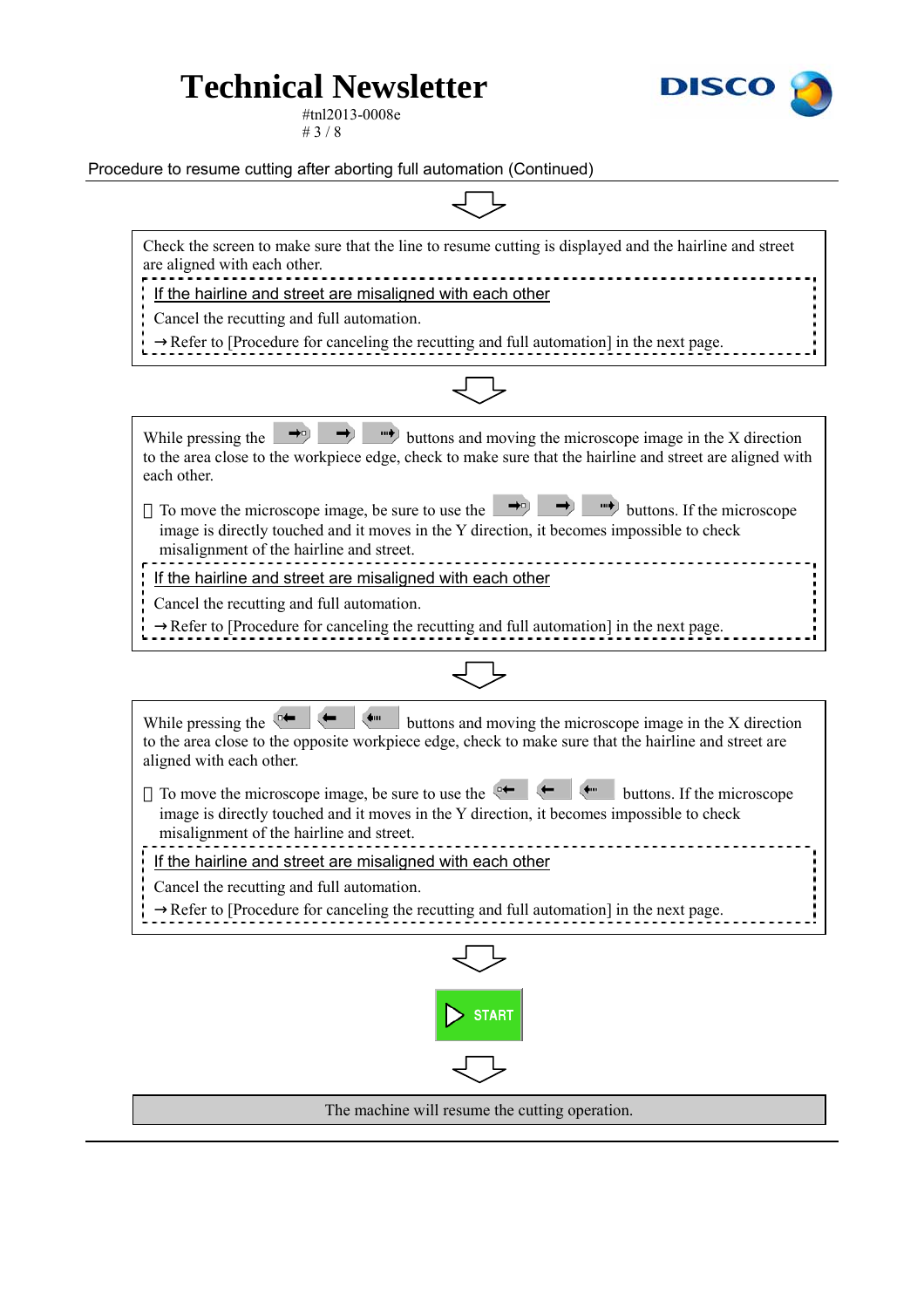## Procedure to resume cutting after aborting full automation (Continued)

⇩

Check the screen to make sure that the line to resume cutting is displayed and the hairline and street are aligned with each other.

> If the hairline and street are misaligned with each other
>
> Cancel the recutting and full automation.
>
> → Refer to [Procedure for canceling the recutting and full automation] in the next page.

⇩

While pressing the [→] [→] [→] buttons and moving the microscope image in the X direction to the area close to the workpiece edge, check to make sure that the hairline and street are aligned with each other.

- To move the microscope image, be sure to use the [→] [→] [→] buttons. If the microscope image is directly touched and it moves in the Y direction, it becomes impossible to check misalignment of the hairline and street.

> If the hairline and street are misaligned with each other
>
> Cancel the recutting and full automation.
>
> → Refer to [Procedure for canceling the recutting and full automation] in the next page.

⇩

While pressing the [←] [←] [←] buttons and moving the microscope image in the X direction to the area close to the opposite workpiece edge, check to make sure that the hairline and street are aligned with each other.

- To move the microscope image, be sure to use the [←] [←] [←] buttons. If the microscope image is directly touched and it moves in the Y direction, it becomes impossible to check misalignment of the hairline and street.

> If the hairline and street are misaligned with each other
>
> Cancel the recutting and full automation.
>
> → Refer to [Procedure for canceling the recutting and full automation] in the next page.

⇩

[START]

⇩

The machine will resume the cutting operation.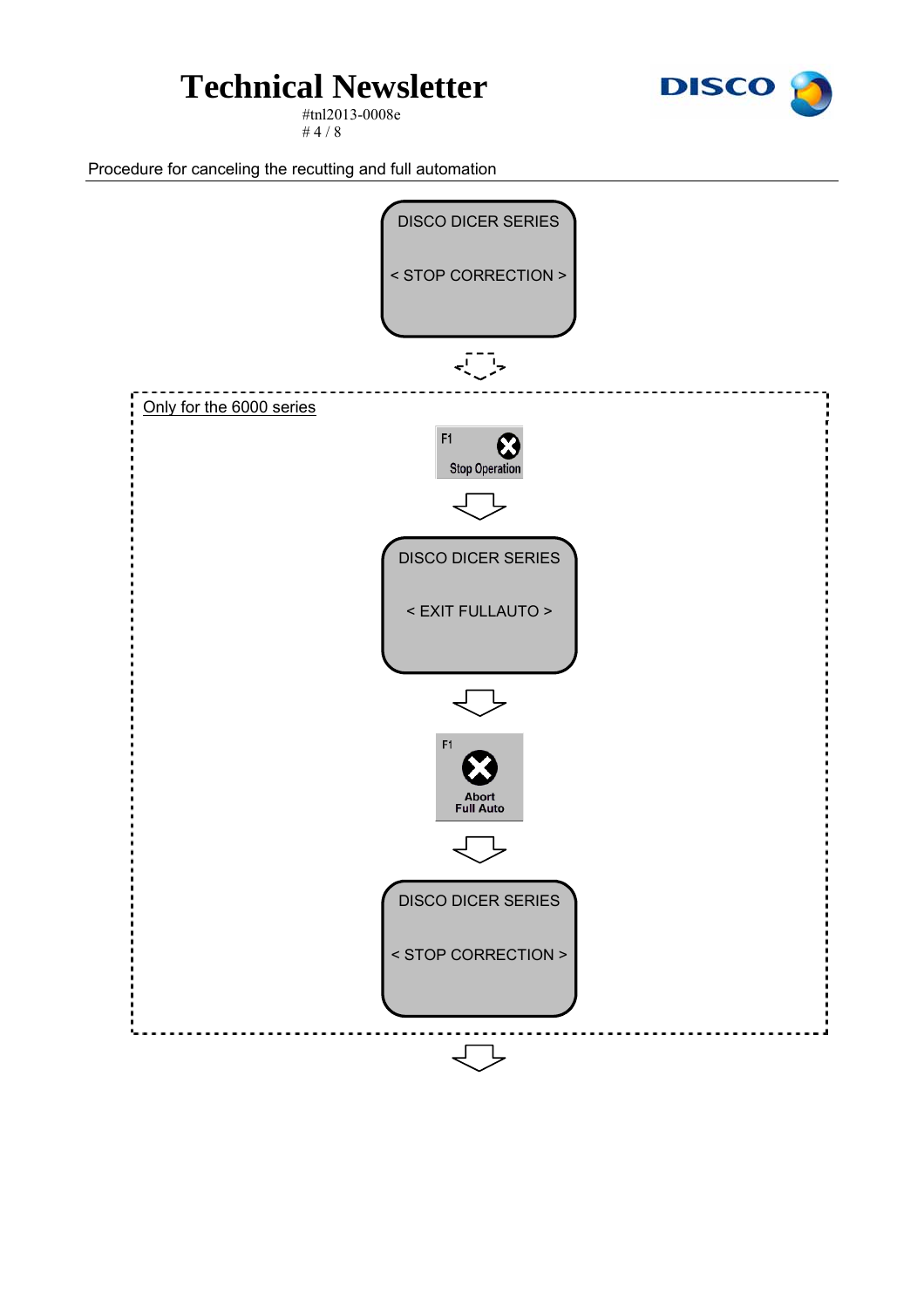Procedure for canceling the recutting and full automation

DISCO DICER SERIES

< STOP CORRECTION >

↓

Only for the 6000 series

F1 Stop Operation

↓

DISCO DICER SERIES

< EXIT FULLAUTO >

↓

F1 Abort Full Auto

↓

DISCO DICER SERIES

< STOP CORRECTION >

↓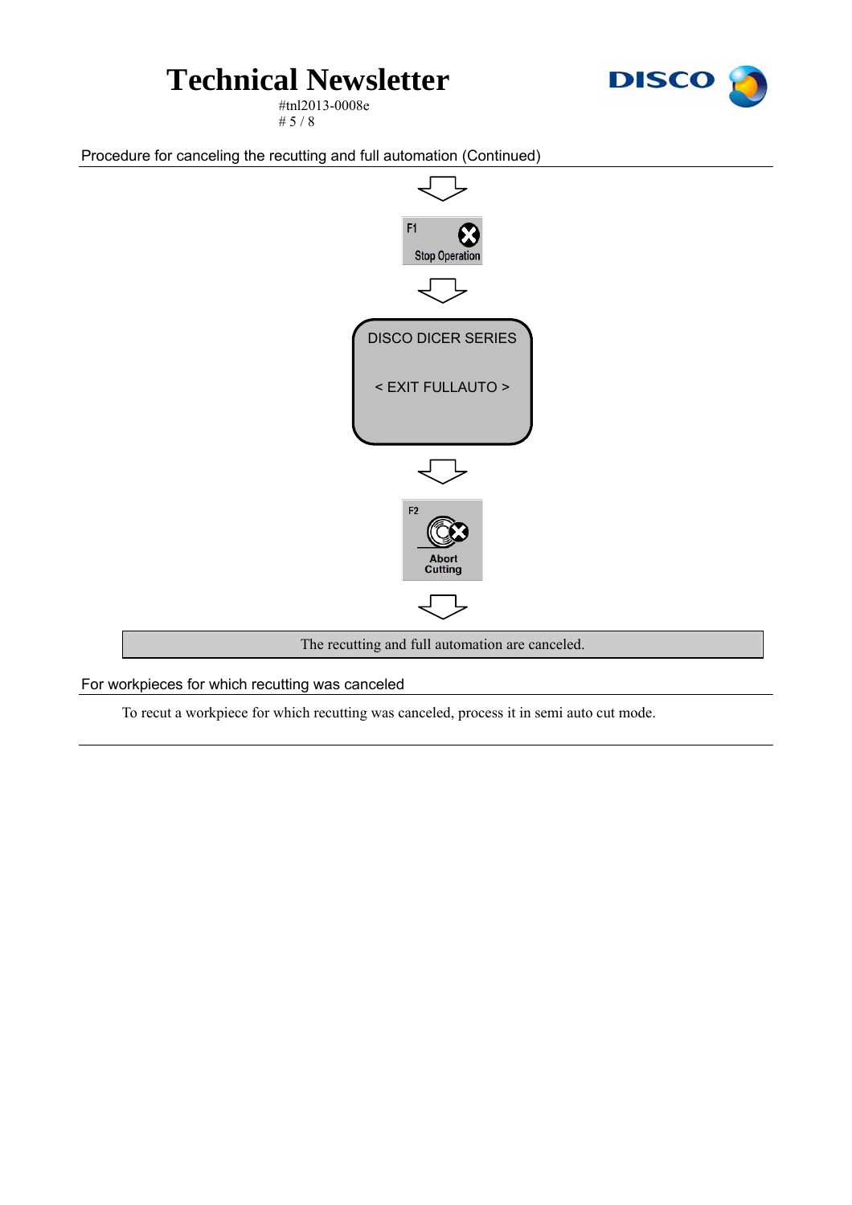## Procedure for canceling the recutting and full automation (Continued)

⇩

F1 Stop Operation

⇩

DISCO DICER SERIES

< EXIT FULLAUTO >

⇩

F2 Abort Cutting

⇩

The recutting and full automation are canceled.

## For workpieces for which recutting was canceled

To recut a workpiece for which recutting was canceled, process it in semi auto cut mode.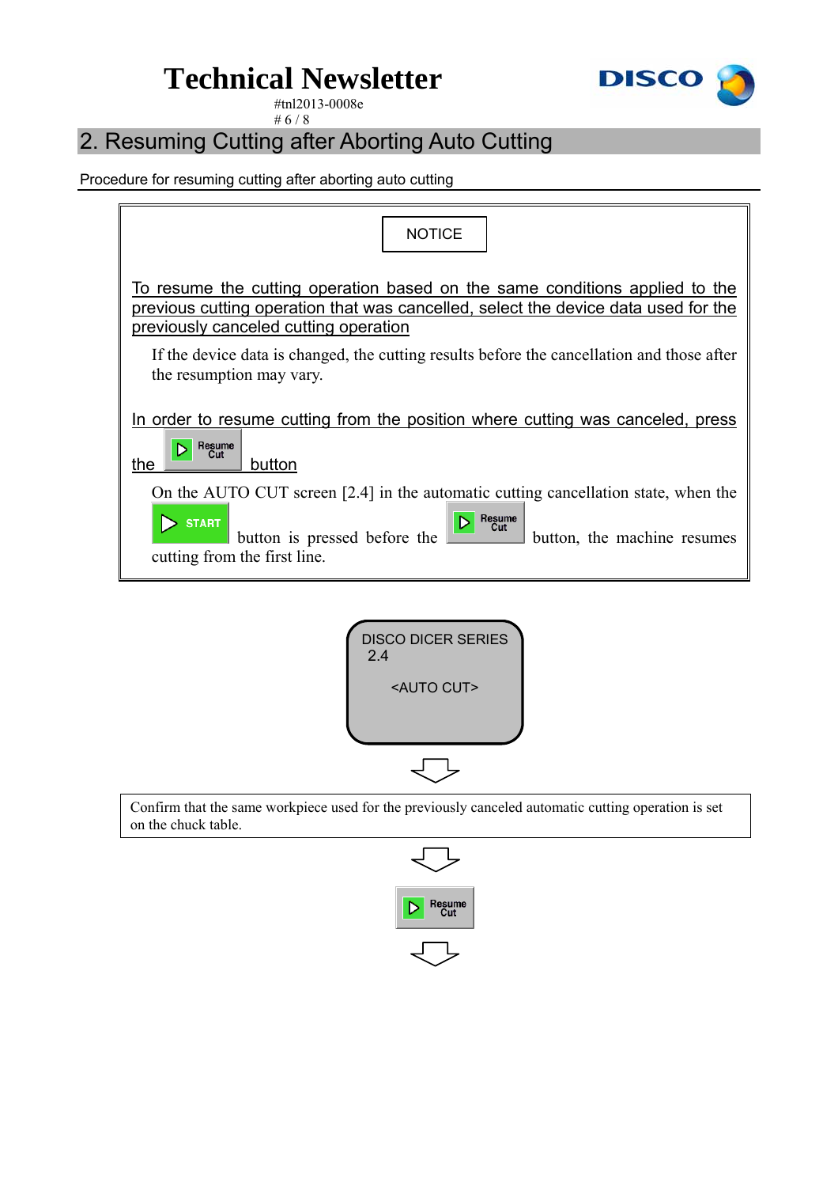# 2. Resuming Cutting after Aborting Auto Cutting

Procedure for resuming cutting after aborting auto cutting

> **NOTICE**
>
> To resume the cutting operation based on the same conditions applied to the previous cutting operation that was cancelled, select the device data used for the previously canceled cutting operation
>
> If the device data is changed, the cutting results before the cancellation and those after the resumption may vary.
>
> In order to resume cutting from the position where cutting was canceled, press the [Resume Cut] button
>
> On the AUTO CUT screen [2.4] in the automatic cutting cancellation state, when the [START] button is pressed before the [Resume Cut] button, the machine resumes cutting from the first line.

DISCO DICER SERIES
2.4

<AUTO CUT>

↓

Confirm that the same workpiece used for the previously canceled automatic cutting operation is set on the chuck table.

↓

[Resume Cut]

↓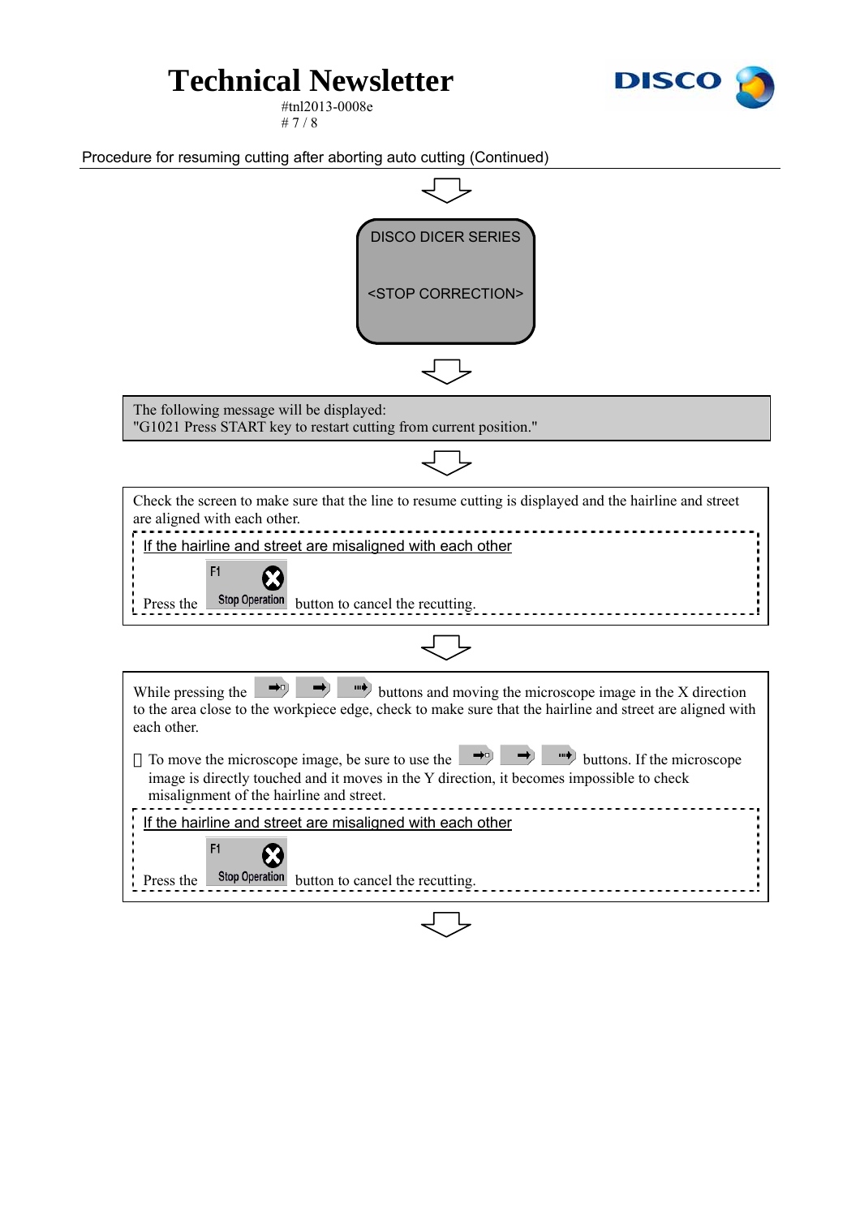Procedure for resuming cutting after aborting auto cutting (Continued)

DISCO DICER SERIES

<STOP CORRECTION>

The following message will be displayed:
"G1021 Press START key to restart cutting from current position."

Check the screen to make sure that the line to resume cutting is displayed and the hairline and street are aligned with each other.

If the hairline and street are misaligned with each other

Press the F1 Stop Operation button to cancel the recutting.

While pressing the buttons and moving the microscope image in the X direction to the area close to the workpiece edge, check to make sure that the hairline and street are aligned with each other.

 To move the microscope image, be sure to use the buttons. If the microscope image is directly touched and it moves in the Y direction, it becomes impossible to check misalignment of the hairline and street.

If the hairline and street are misaligned with each other

Press the F1 Stop Operation button to cancel the recutting.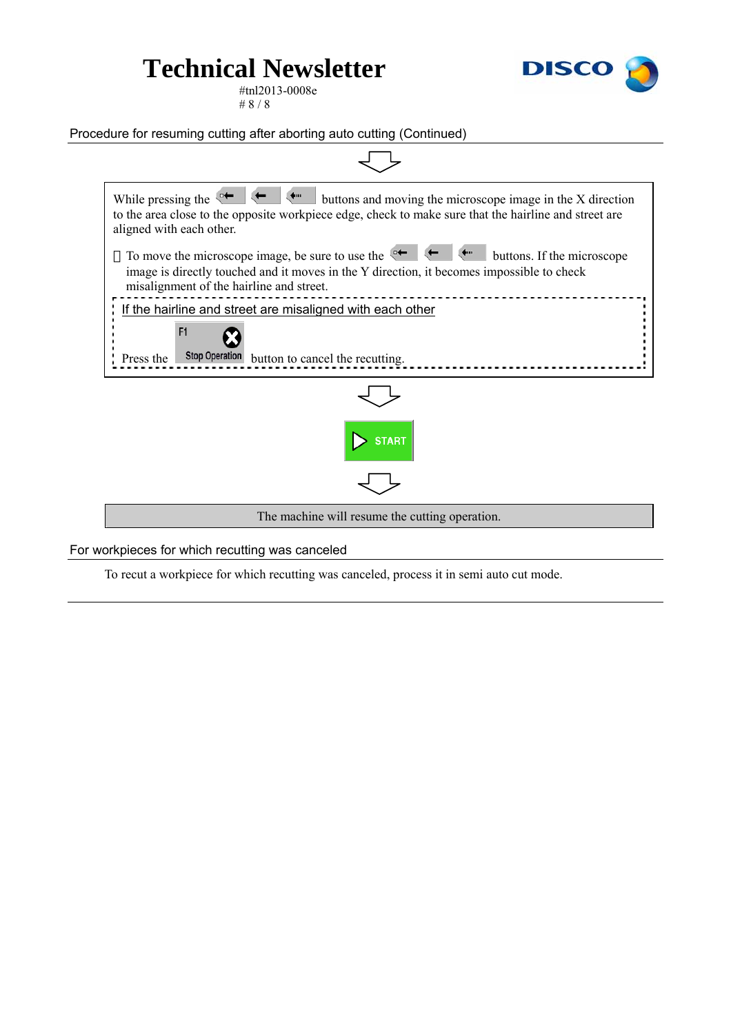# Technical Newsletter

#tnl2013-0008e

## Procedure for resuming cutting after aborting auto cutting (Continued)

While pressing the buttons and moving the microscope image in the X direction to the area close to the opposite workpiece edge, check to make sure that the hairline and street are aligned with each other.

 To move the microscope image, be sure to use the buttons. If the microscope image is directly touched and it moves in the Y direction, it becomes impossible to check misalignment of the hairline and street.

If the hairline and street are misaligned with each other

Press the F1 Stop Operation button to cancel the recutting.

START

The machine will resume the cutting operation.

## For workpieces for which recutting was canceled

To recut a workpiece for which recutting was canceled, process it in semi auto cut mode.